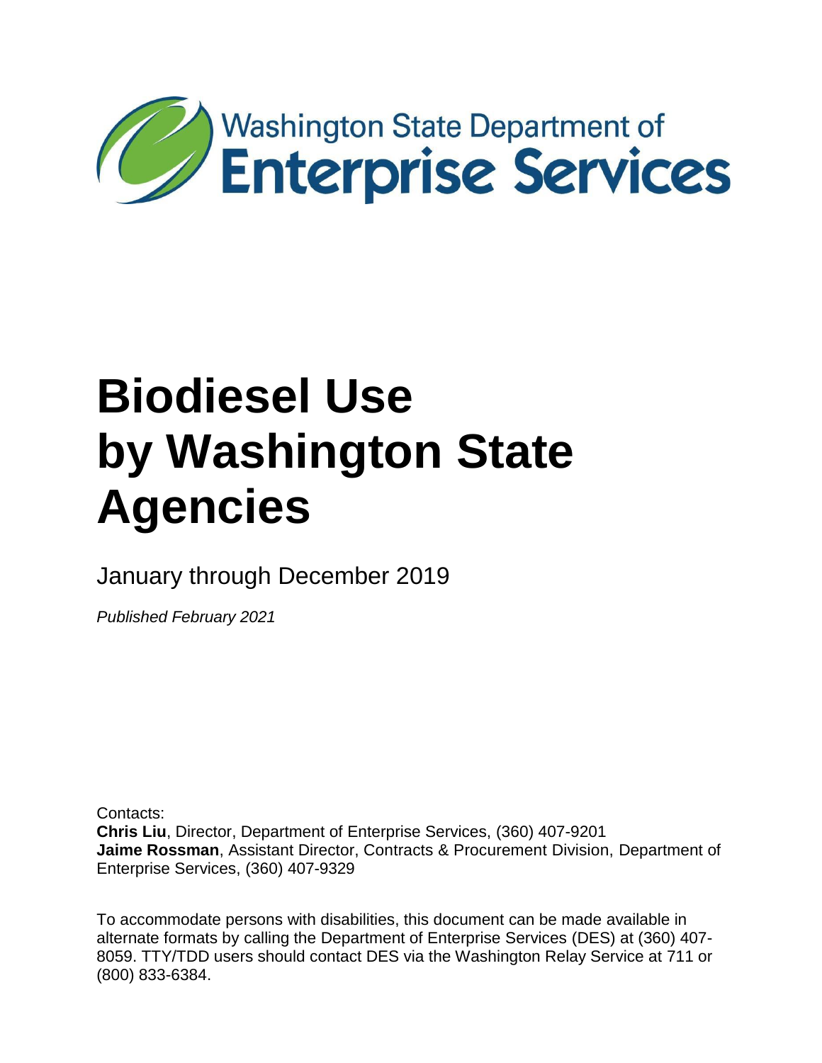Washington State Department of **Enterprise Services**

# Biodiesel Use by Washington State Agencies

January through December 2019

*Published February 2021*

Contacts:
**Chris Liu**, Director, Department of Enterprise Services, (360) 407-9201
**Jaime Rossman**, Assistant Director, Contracts & Procurement Division, Department of Enterprise Services, (360) 407-9329

To accommodate persons with disabilities, this document can be made available in alternate formats by calling the Department of Enterprise Services (DES) at (360) 407-8059. TTY/TDD users should contact DES via the Washington Relay Service at 711 or (800) 833-6384.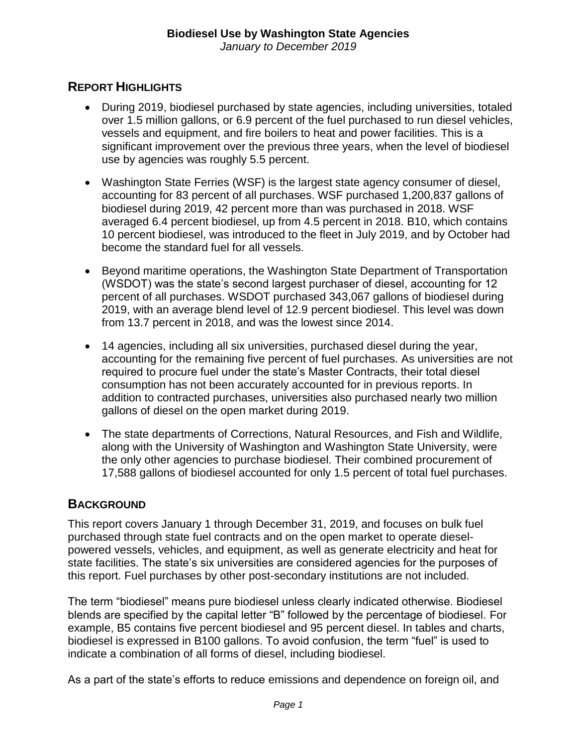**Biodiesel Use by Washington State Agencies**

*January to December 2019*

## Report Highlights

- During 2019, biodiesel purchased by state agencies, including universities, totaled over 1.5 million gallons, or 6.9 percent of the fuel purchased to run diesel vehicles, vessels and equipment, and fire boilers to heat and power facilities. This is a significant improvement over the previous three years, when the level of biodiesel use by agencies was roughly 5.5 percent.
- Washington State Ferries (WSF) is the largest state agency consumer of diesel, accounting for 83 percent of all purchases. WSF purchased 1,200,837 gallons of biodiesel during 2019, 42 percent more than was purchased in 2018. WSF averaged 6.4 percent biodiesel, up from 4.5 percent in 2018. B10, which contains 10 percent biodiesel, was introduced to the fleet in July 2019, and by October had become the standard fuel for all vessels.
- Beyond maritime operations, the Washington State Department of Transportation (WSDOT) was the state's second largest purchaser of diesel, accounting for 12 percent of all purchases. WSDOT purchased 343,067 gallons of biodiesel during 2019, with an average blend level of 12.9 percent biodiesel. This level was down from 13.7 percent in 2018, and was the lowest since 2014.
- 14 agencies, including all six universities, purchased diesel during the year, accounting for the remaining five percent of fuel purchases. As universities are not required to procure fuel under the state's Master Contracts, their total diesel consumption has not been accurately accounted for in previous reports. In addition to contracted purchases, universities also purchased nearly two million gallons of diesel on the open market during 2019.
- The state departments of Corrections, Natural Resources, and Fish and Wildlife, along with the University of Washington and Washington State University, were the only other agencies to purchase biodiesel. Their combined procurement of 17,588 gallons of biodiesel accounted for only 1.5 percent of total fuel purchases.

## Background

This report covers January 1 through December 31, 2019, and focuses on bulk fuel purchased through state fuel contracts and on the open market to operate diesel-powered vessels, vehicles, and equipment, as well as generate electricity and heat for state facilities. The state's six universities are considered agencies for the purposes of this report. Fuel purchases by other post-secondary institutions are not included.

The term "biodiesel" means pure biodiesel unless clearly indicated otherwise. Biodiesel blends are specified by the capital letter "B" followed by the percentage of biodiesel. For example, B5 contains five percent biodiesel and 95 percent diesel. In tables and charts, biodiesel is expressed in B100 gallons. To avoid confusion, the term "fuel" is used to indicate a combination of all forms of diesel, including biodiesel.

As a part of the state's efforts to reduce emissions and dependence on foreign oil, and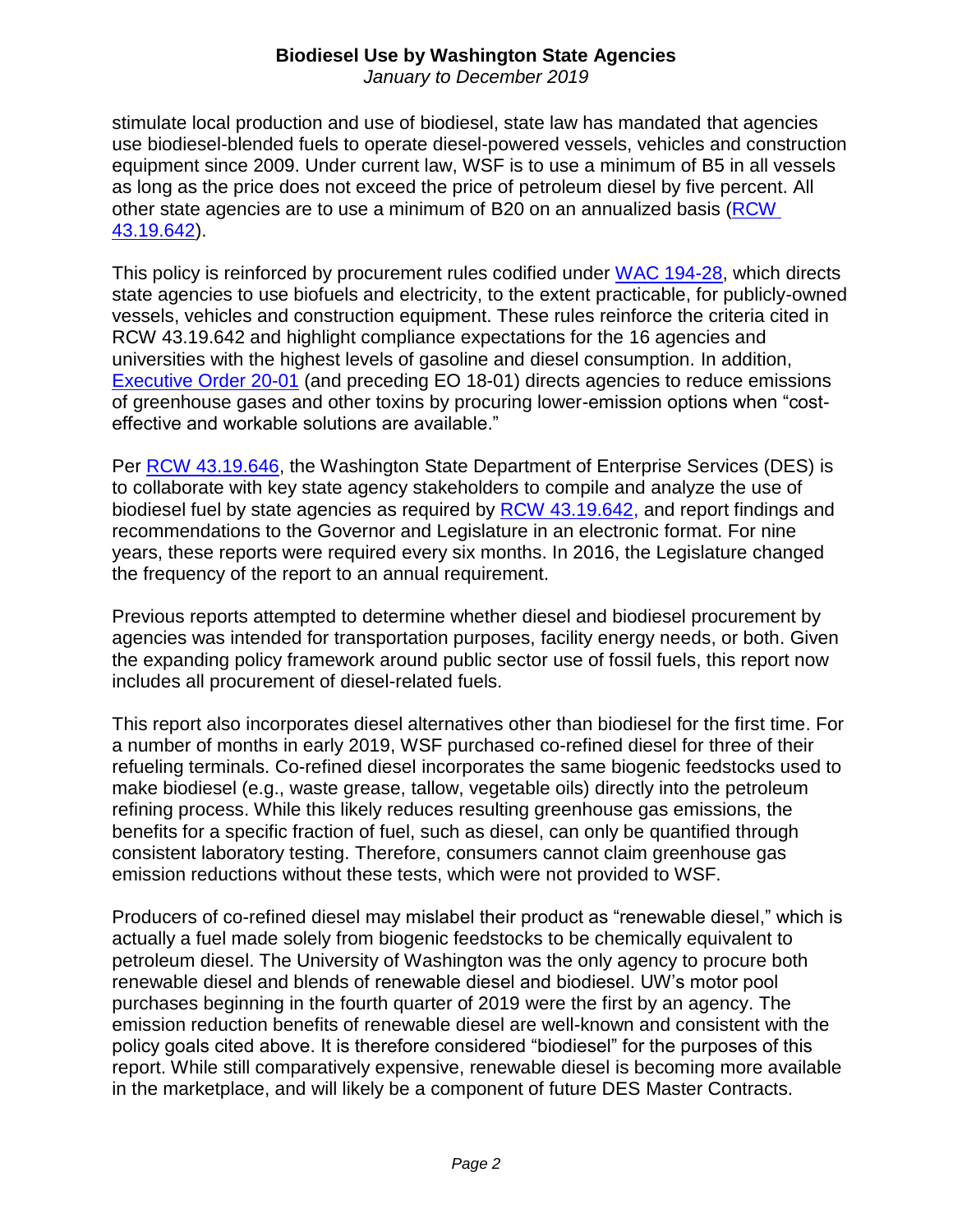stimulate local production and use of biodiesel, state law has mandated that agencies use biodiesel-blended fuels to operate diesel-powered vessels, vehicles and construction equipment since 2009. Under current law, WSF is to use a minimum of B5 in all vessels as long as the price does not exceed the price of petroleum diesel by five percent. All other state agencies are to use a minimum of B20 on an annualized basis (RCW 43.19.642).

This policy is reinforced by procurement rules codified under WAC 194-28, which directs state agencies to use biofuels and electricity, to the extent practicable, for publicly-owned vessels, vehicles and construction equipment. These rules reinforce the criteria cited in RCW 43.19.642 and highlight compliance expectations for the 16 agencies and universities with the highest levels of gasoline and diesel consumption. In addition, Executive Order 20-01 (and preceding EO 18-01) directs agencies to reduce emissions of greenhouse gases and other toxins by procuring lower-emission options when "cost-effective and workable solutions are available."

Per RCW 43.19.646, the Washington State Department of Enterprise Services (DES) is to collaborate with key state agency stakeholders to compile and analyze the use of biodiesel fuel by state agencies as required by RCW 43.19.642, and report findings and recommendations to the Governor and Legislature in an electronic format. For nine years, these reports were required every six months. In 2016, the Legislature changed the frequency of the report to an annual requirement.

Previous reports attempted to determine whether diesel and biodiesel procurement by agencies was intended for transportation purposes, facility energy needs, or both. Given the expanding policy framework around public sector use of fossil fuels, this report now includes all procurement of diesel-related fuels.

This report also incorporates diesel alternatives other than biodiesel for the first time. For a number of months in early 2019, WSF purchased co-refined diesel for three of their refueling terminals. Co-refined diesel incorporates the same biogenic feedstocks used to make biodiesel (e.g., waste grease, tallow, vegetable oils) directly into the petroleum refining process. While this likely reduces resulting greenhouse gas emissions, the benefits for a specific fraction of fuel, such as diesel, can only be quantified through consistent laboratory testing. Therefore, consumers cannot claim greenhouse gas emission reductions without these tests, which were not provided to WSF.

Producers of co-refined diesel may mislabel their product as "renewable diesel," which is actually a fuel made solely from biogenic feedstocks to be chemically equivalent to petroleum diesel. The University of Washington was the only agency to procure both renewable diesel and blends of renewable diesel and biodiesel. UW's motor pool purchases beginning in the fourth quarter of 2019 were the first by an agency. The emission reduction benefits of renewable diesel are well-known and consistent with the policy goals cited above. It is therefore considered "biodiesel" for the purposes of this report. While still comparatively expensive, renewable diesel is becoming more available in the marketplace, and will likely be a component of future DES Master Contracts.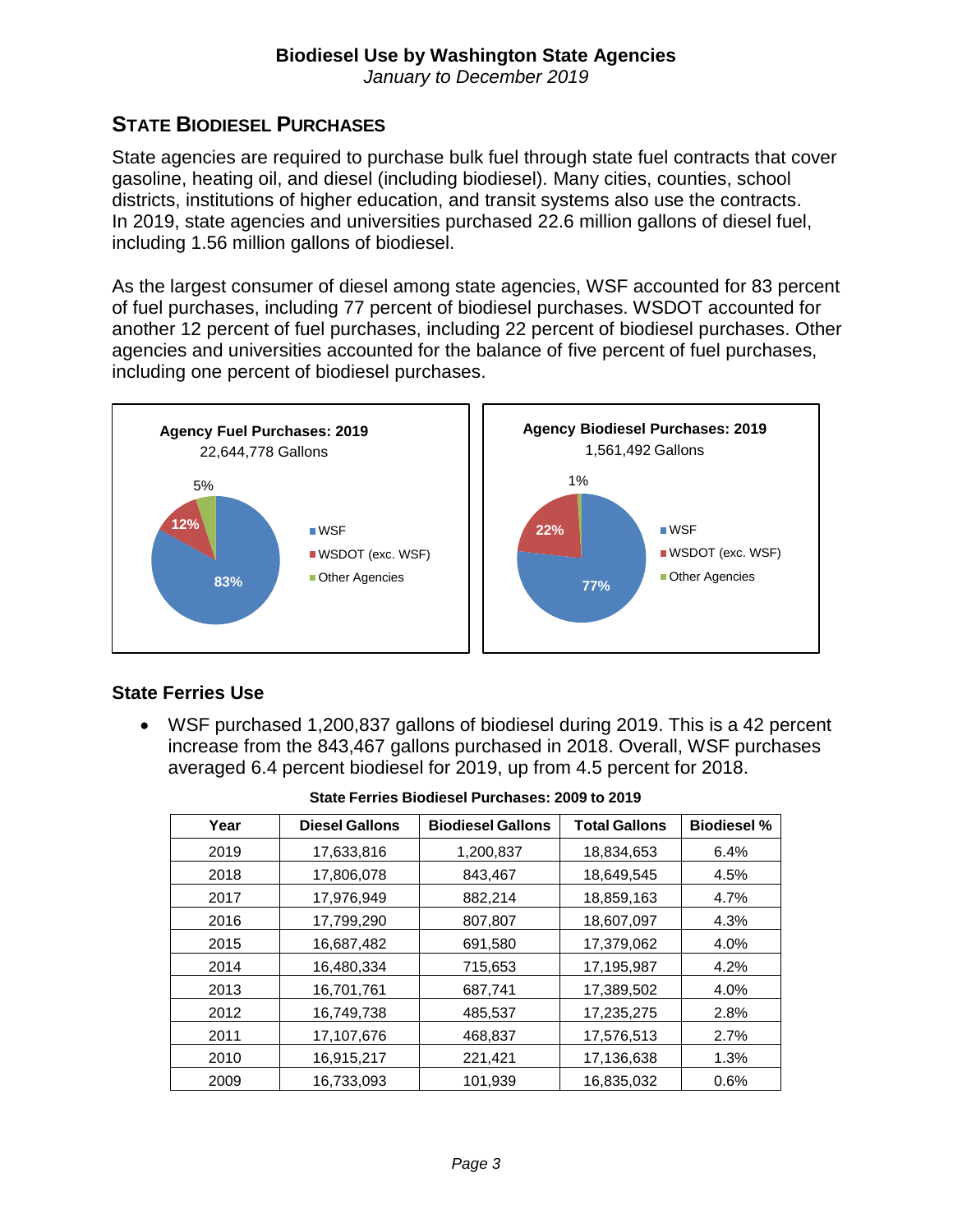**Biodiesel Use by Washington State Agencies**

*January to December 2019*

## STATE BIODIESEL PURCHASES

State agencies are required to purchase bulk fuel through state fuel contracts that cover gasoline, heating oil, and diesel (including biodiesel). Many cities, counties, school districts, institutions of higher education, and transit systems also use the contracts. In 2019, state agencies and universities purchased 22.6 million gallons of diesel fuel, including 1.56 million gallons of biodiesel.

As the largest consumer of diesel among state agencies, WSF accounted for 83 percent of fuel purchases, including 77 percent of biodiesel purchases. WSDOT accounted for another 12 percent of fuel purchases, including 22 percent of biodiesel purchases. Other agencies and universities accounted for the balance of five percent of fuel purchases, including one percent of biodiesel purchases.

**Agency Fuel Purchases: 2019**
22,644,778 Gallons

- WSF: 83%
- WSDOT (exc. WSF): 12%
- Other Agencies: 5%

**Agency Biodiesel Purchases: 2019**
1,561,492 Gallons

- WSF: 77%
- WSDOT (exc. WSF): 22%
- Other Agencies: 1%

### State Ferries Use

- WSF purchased 1,200,837 gallons of biodiesel during 2019. This is a 42 percent increase from the 843,467 gallons purchased in 2018. Overall, WSF purchases averaged 6.4 percent biodiesel for 2019, up from 4.5 percent for 2018.

**State Ferries Biodiesel Purchases: 2009 to 2019**

| Year | Diesel Gallons | Biodiesel Gallons | Total Gallons | Biodiesel % |
|---|---|---|---|---|
| 2019 | 17,633,816 | 1,200,837 | 18,834,653 | 6.4% |
| 2018 | 17,806,078 | 843,467 | 18,649,545 | 4.5% |
| 2017 | 17,976,949 | 882,214 | 18,859,163 | 4.7% |
| 2016 | 17,799,290 | 807,807 | 18,607,097 | 4.3% |
| 2015 | 16,687,482 | 691,580 | 17,379,062 | 4.0% |
| 2014 | 16,480,334 | 715,653 | 17,195,987 | 4.2% |
| 2013 | 16,701,761 | 687,741 | 17,389,502 | 4.0% |
| 2012 | 16,749,738 | 485,537 | 17,235,275 | 2.8% |
| 2011 | 17,107,676 | 468,837 | 17,576,513 | 2.7% |
| 2010 | 16,915,217 | 221,421 | 17,136,638 | 1.3% |
| 2009 | 16,733,093 | 101,939 | 16,835,032 | 0.6% |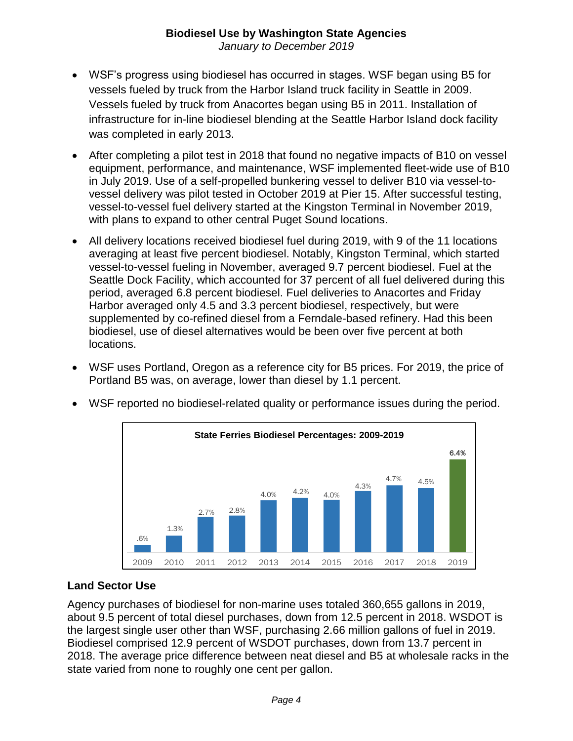**Biodiesel Use by Washington State Agencies**
*January to December 2019*

- WSF's progress using biodiesel has occurred in stages. WSF began using B5 for vessels fueled by truck from the Harbor Island truck facility in Seattle in 2009. Vessels fueled by truck from Anacortes began using B5 in 2011. Installation of infrastructure for in-line biodiesel blending at the Seattle Harbor Island dock facility was completed in early 2013.
- After completing a pilot test in 2018 that found no negative impacts of B10 on vessel equipment, performance, and maintenance, WSF implemented fleet-wide use of B10 in July 2019. Use of a self-propelled bunkering vessel to deliver B10 via vessel-to-vessel delivery was pilot tested in October 2019 at Pier 15. After successful testing, vessel-to-vessel fuel delivery started at the Kingston Terminal in November 2019, with plans to expand to other central Puget Sound locations.
- All delivery locations received biodiesel fuel during 2019, with 9 of the 11 locations averaging at least five percent biodiesel. Notably, Kingston Terminal, which started vessel-to-vessel fueling in November, averaged 9.7 percent biodiesel. Fuel at the Seattle Dock Facility, which accounted for 37 percent of all fuel delivered during this period, averaged 6.8 percent biodiesel. Fuel deliveries to Anacortes and Friday Harbor averaged only 4.5 and 3.3 percent biodiesel, respectively, but were supplemented by co-refined diesel from a Ferndale-based refinery. Had this been biodiesel, use of diesel alternatives would be been over five percent at both locations.
- WSF uses Portland, Oregon as a reference city for B5 prices. For 2019, the price of Portland B5 was, on average, lower than diesel by 1.1 percent.
- WSF reported no biodiesel-related quality or performance issues during the period.

**State Ferries Biodiesel Percentages: 2009-2019**

| Year | Biodiesel % |
|---|---|
| 2009 | .6% |
| 2010 | 1.3% |
| 2011 | 2.7% |
| 2012 | 2.8% |
| 2013 | 4.0% |
| 2014 | 4.2% |
| 2015 | 4.0% |
| 2016 | 4.3% |
| 2017 | 4.7% |
| 2018 | 4.5% |
| 2019 | 6.4% |

## Land Sector Use

Agency purchases of biodiesel for non-marine uses totaled 360,655 gallons in 2019, about 9.5 percent of total diesel purchases, down from 12.5 percent in 2018. WSDOT is the largest single user other than WSF, purchasing 2.66 million gallons of fuel in 2019. Biodiesel comprised 12.9 percent of WSDOT purchases, down from 13.7 percent in 2018. The average price difference between neat diesel and B5 at wholesale racks in the state varied from none to roughly one cent per gallon.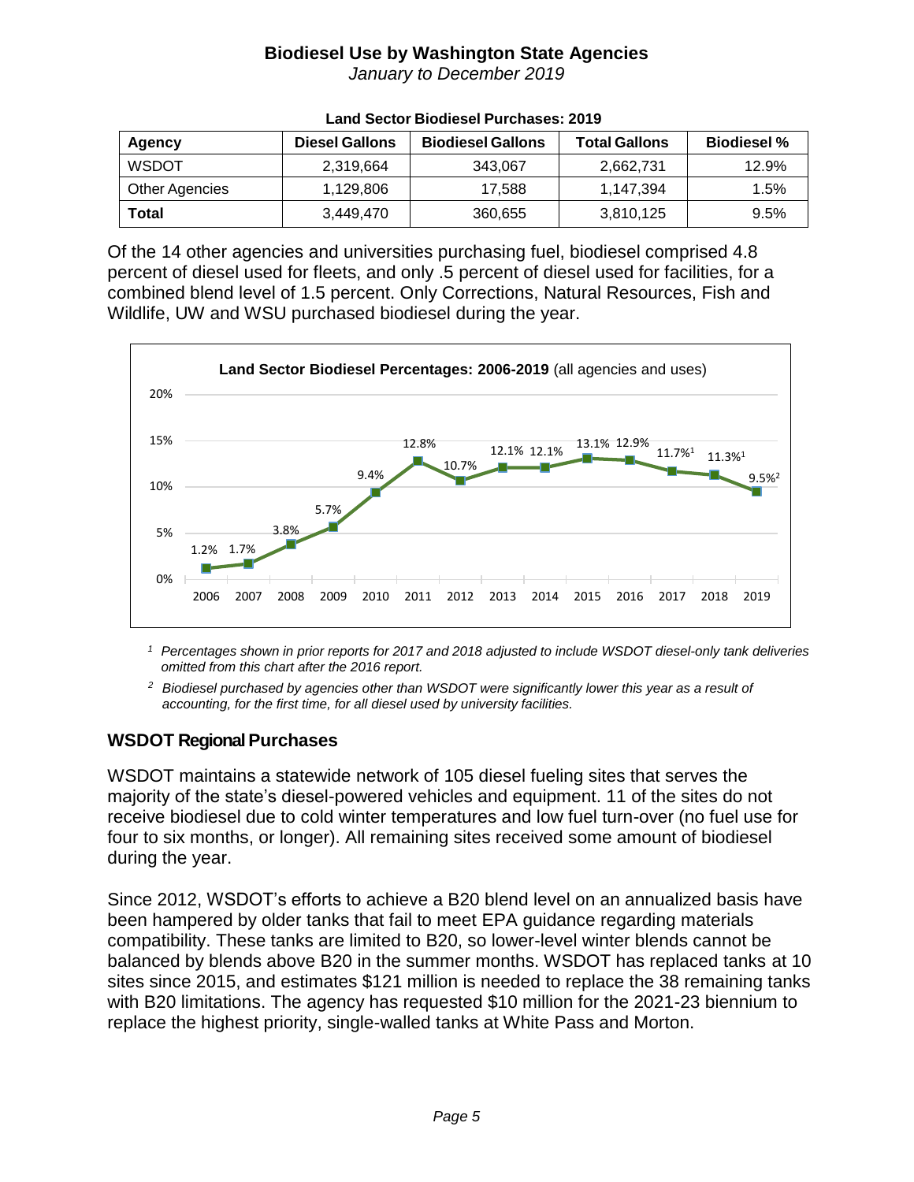# Biodiesel Use by Washington State Agencies

*January to December 2019*

**Land Sector Biodiesel Purchases: 2019**

| Agency | Diesel Gallons | Biodiesel Gallons | Total Gallons | Biodiesel % |
|---|---|---|---|---|
| WSDOT | 2,319,664 | 343,067 | 2,662,731 | 12.9% |
| Other Agencies | 1,129,806 | 17,588 | 1,147,394 | 1.5% |
| **Total** | 3,449,470 | 360,655 | 3,810,125 | 9.5% |

Of the 14 other agencies and universities purchasing fuel, biodiesel comprised 4.8 percent of diesel used for fleets, and only .5 percent of diesel used for facilities, for a combined blend level of 1.5 percent. Only Corrections, Natural Resources, Fish and Wildlife, UW and WSU purchased biodiesel during the year.

**Land Sector Biodiesel Percentages: 2006-2019** (all agencies and uses)

| 2006 | 2007 | 2008 | 2009 | 2010 | 2011 | 2012 | 2013 | 2014 | 2015 | 2016 | 2017 | 2018 | 2019 |
|---|---|---|---|---|---|---|---|---|---|---|---|---|---|
| 1.2% | 1.7% | 3.8% | 5.7% | 9.4% | 12.8% | 10.7% | 12.1% | 12.1% | 13.1% | 12.9% | 11.7%[1] | 11.3%[1] | 9.5%[2] |

*[1] Percentages shown in prior reports for 2017 and 2018 adjusted to include WSDOT diesel-only tank deliveries omitted from this chart after the 2016 report.*

*[2] Biodiesel purchased by agencies other than WSDOT were significantly lower this year as a result of accounting, for the first time, for all diesel used by university facilities.*

## WSDOT Regional Purchases

WSDOT maintains a statewide network of 105 diesel fueling sites that serves the majority of the state's diesel-powered vehicles and equipment. 11 of the sites do not receive biodiesel due to cold winter temperatures and low fuel turn-over (no fuel use for four to six months, or longer). All remaining sites received some amount of biodiesel during the year.

Since 2012, WSDOT's efforts to achieve a B20 blend level on an annualized basis have been hampered by older tanks that fail to meet EPA guidance regarding materials compatibility. These tanks are limited to B20, so lower-level winter blends cannot be balanced by blends above B20 in the summer months. WSDOT has replaced tanks at 10 sites since 2015, and estimates $121 million is needed to replace the 38 remaining tanks with B20 limitations. The agency has requested $10 million for the 2021-23 biennium to replace the highest priority, single-walled tanks at White Pass and Morton.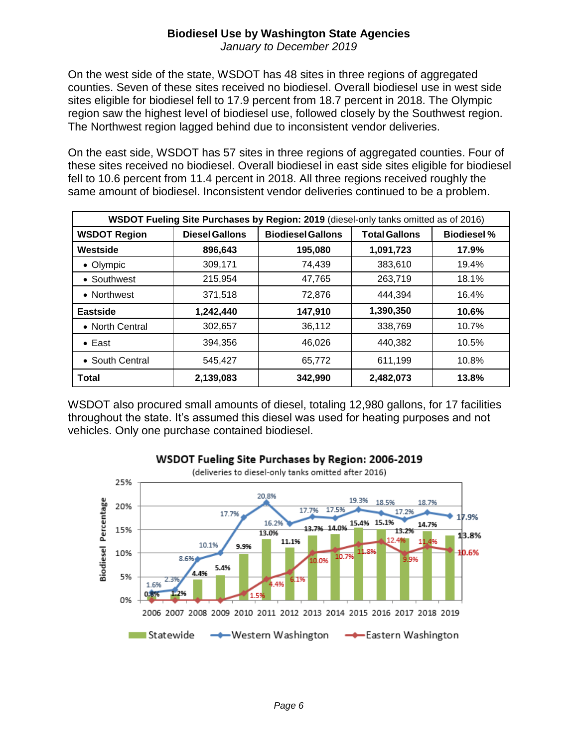**Biodiesel Use by Washington State Agencies**
*January to December 2019*

On the west side of the state, WSDOT has 48 sites in three regions of aggregated counties. Seven of these sites received no biodiesel. Overall biodiesel use in west side sites eligible for biodiesel fell to 17.9 percent from 18.7 percent in 2018. The Olympic region saw the highest level of biodiesel use, followed closely by the Southwest region. The Northwest region lagged behind due to inconsistent vendor deliveries.

On the east side, WSDOT has 57 sites in three regions of aggregated counties. Four of these sites received no biodiesel. Overall biodiesel in east side sites eligible for biodiesel fell to 10.6 percent from 11.4 percent in 2018. All three regions received roughly the same amount of biodiesel. Inconsistent vendor deliveries continued to be a problem.

**WSDOT Fueling Site Purchases by Region: 2019** (diesel-only tanks omitted as of 2016)

| WSDOT Region | Diesel Gallons | Biodiesel Gallons | Total Gallons | Biodiesel % |
|---|---|---|---|---|
| **Westside** | **896,643** | **195,080** | **1,091,723** | **17.9%** |
| • Olympic | 309,171 | 74,439 | 383,610 | 19.4% |
| • Southwest | 215,954 | 47,765 | 263,719 | 18.1% |
| • Northwest | 371,518 | 72,876 | 444,394 | 16.4% |
| **Eastside** | **1,242,440** | **147,910** | **1,390,350** | **10.6%** |
| • North Central | 302,657 | 36,112 | 338,769 | 10.7% |
| • East | 394,356 | 46,026 | 440,382 | 10.5% |
| • South Central | 545,427 | 65,772 | 611,199 | 10.8% |
| **Total** | **2,139,083** | **342,990** | **2,482,073** | **13.8%** |

WSDOT also procured small amounts of diesel, totaling 12,980 gallons, for 17 facilities throughout the state. It's assumed this diesel was used for heating purposes and not vehicles. Only one purchase contained biodiesel.

**WSDOT Fueling Site Purchases by Region: 2006-2019**
(deliveries to diesel-only tanks omitted after 2016)

| Year | Statewide | Western Washington | Eastern Washington |
|---|---|---|---|
| 2006 | 0.8% | 1.6% | 0% |
| 2007 | 1.2% | 2.3% | 0% |
| 2008 | 4.4% | 8.6% | 0% |
| 2009 | 5.4% | 10.1% | 0% |
| 2010 | 9.9% | 17.7% | 1.5% |
| 2011 | 13.0% | 20.8% | 4.4% |
| 2012 | 11.1% | 16.2% | 6.1% |
| 2013 | 13.7% | 17.7% | 10.0% |
| 2014 | 14.0% | 17.5% | 10.7% |
| 2015 | 15.4% | 19.3% | 11.8% |
| 2016 | 15.1% | 18.5% | 12.4% |
| 2017 | 13.2% | 17.2% | 9.9% |
| 2018 | 14.7% | 18.7% | 11.4% |
| 2019 | 13.8% | 17.9% | 10.6% |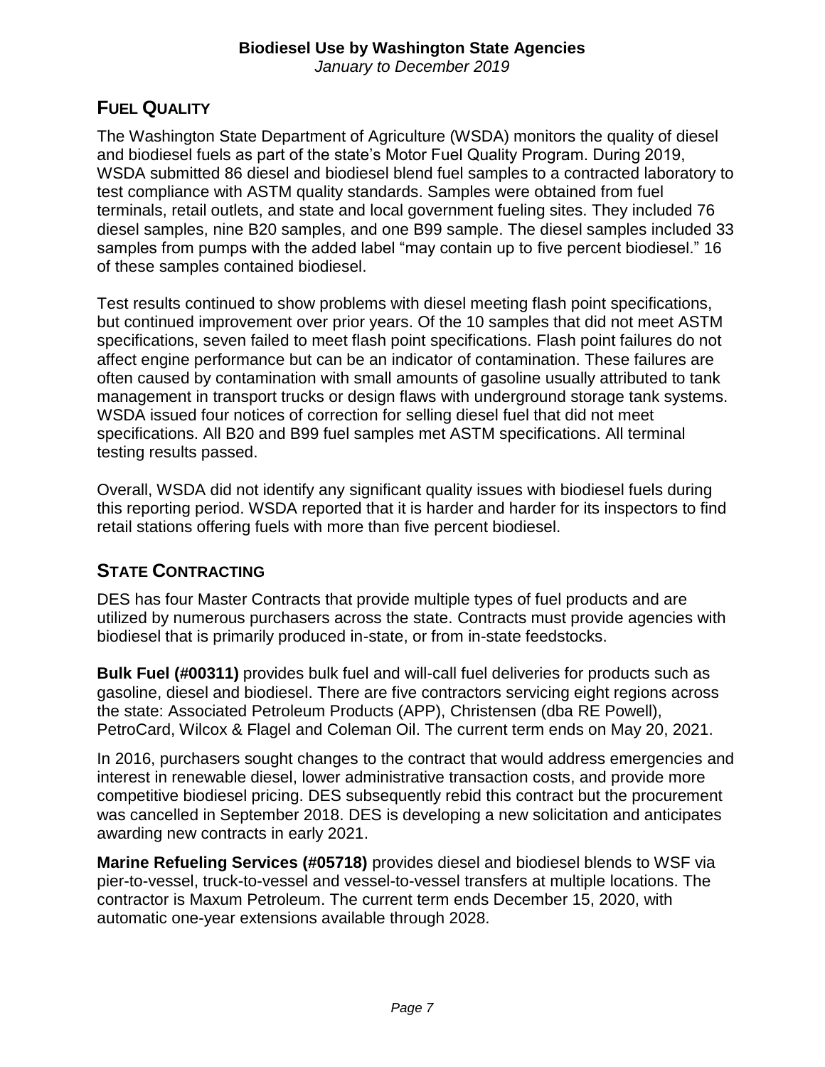## Fuel Quality

The Washington State Department of Agriculture (WSDA) monitors the quality of diesel and biodiesel fuels as part of the state's Motor Fuel Quality Program. During 2019, WSDA submitted 86 diesel and biodiesel blend fuel samples to a contracted laboratory to test compliance with ASTM quality standards. Samples were obtained from fuel terminals, retail outlets, and state and local government fueling sites. They included 76 diesel samples, nine B20 samples, and one B99 sample. The diesel samples included 33 samples from pumps with the added label "may contain up to five percent biodiesel." 16 of these samples contained biodiesel.

Test results continued to show problems with diesel meeting flash point specifications, but continued improvement over prior years. Of the 10 samples that did not meet ASTM specifications, seven failed to meet flash point specifications. Flash point failures do not affect engine performance but can be an indicator of contamination. These failures are often caused by contamination with small amounts of gasoline usually attributed to tank management in transport trucks or design flaws with underground storage tank systems. WSDA issued four notices of correction for selling diesel fuel that did not meet specifications. All B20 and B99 fuel samples met ASTM specifications. All terminal testing results passed.

Overall, WSDA did not identify any significant quality issues with biodiesel fuels during this reporting period. WSDA reported that it is harder and harder for its inspectors to find retail stations offering fuels with more than five percent biodiesel.

## State Contracting

DES has four Master Contracts that provide multiple types of fuel products and are utilized by numerous purchasers across the state. Contracts must provide agencies with biodiesel that is primarily produced in-state, or from in-state feedstocks.

**Bulk Fuel (#00311)** provides bulk fuel and will-call fuel deliveries for products such as gasoline, diesel and biodiesel. There are five contractors servicing eight regions across the state: Associated Petroleum Products (APP), Christensen (dba RE Powell), PetroCard, Wilcox & Flagel and Coleman Oil. The current term ends on May 20, 2021.

In 2016, purchasers sought changes to the contract that would address emergencies and interest in renewable diesel, lower administrative transaction costs, and provide more competitive biodiesel pricing. DES subsequently rebid this contract but the procurement was cancelled in September 2018. DES is developing a new solicitation and anticipates awarding new contracts in early 2021.

**Marine Refueling Services (#05718)** provides diesel and biodiesel blends to WSF via pier-to-vessel, truck-to-vessel and vessel-to-vessel transfers at multiple locations. The contractor is Maxum Petroleum. The current term ends December 15, 2020, with automatic one-year extensions available through 2028.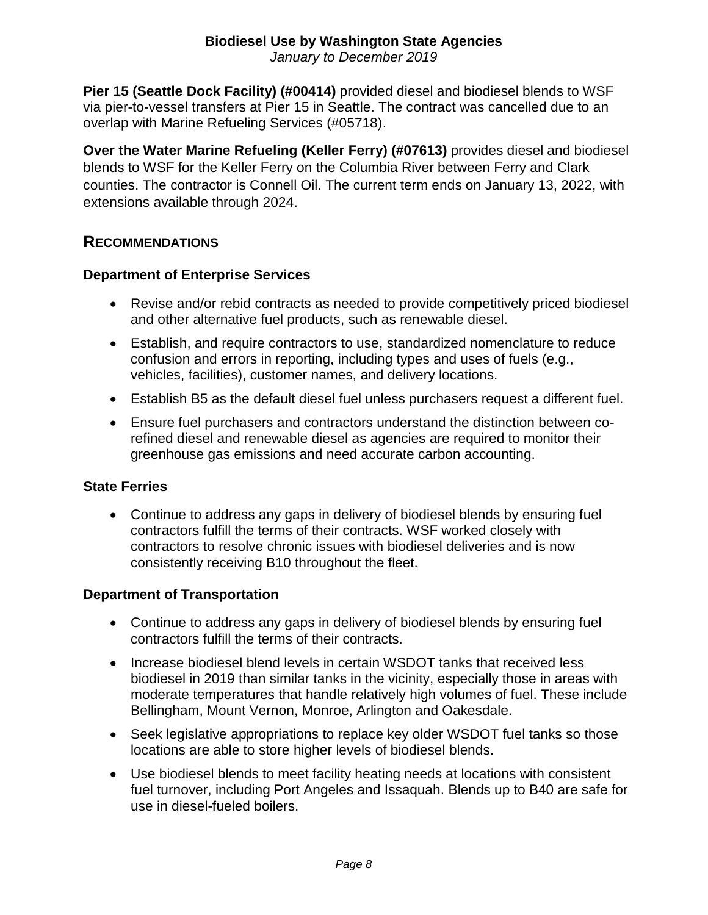**Pier 15 (Seattle Dock Facility) (#00414)** provided diesel and biodiesel blends to WSF via pier-to-vessel transfers at Pier 15 in Seattle. The contract was cancelled due to an overlap with Marine Refueling Services (#05718).

**Over the Water Marine Refueling (Keller Ferry) (#07613)** provides diesel and biodiesel blends to WSF for the Keller Ferry on the Columbia River between Ferry and Clark counties. The contractor is Connell Oil. The current term ends on January 13, 2022, with extensions available through 2024.

## RECOMMENDATIONS

### Department of Enterprise Services

- Revise and/or rebid contracts as needed to provide competitively priced biodiesel and other alternative fuel products, such as renewable diesel.
- Establish, and require contractors to use, standardized nomenclature to reduce confusion and errors in reporting, including types and uses of fuels (e.g., vehicles, facilities), customer names, and delivery locations.
- Establish B5 as the default diesel fuel unless purchasers request a different fuel.
- Ensure fuel purchasers and contractors understand the distinction between co-refined diesel and renewable diesel as agencies are required to monitor their greenhouse gas emissions and need accurate carbon accounting.

### State Ferries

- Continue to address any gaps in delivery of biodiesel blends by ensuring fuel contractors fulfill the terms of their contracts. WSF worked closely with contractors to resolve chronic issues with biodiesel deliveries and is now consistently receiving B10 throughout the fleet.

### Department of Transportation

- Continue to address any gaps in delivery of biodiesel blends by ensuring fuel contractors fulfill the terms of their contracts.
- Increase biodiesel blend levels in certain WSDOT tanks that received less biodiesel in 2019 than similar tanks in the vicinity, especially those in areas with moderate temperatures that handle relatively high volumes of fuel. These include Bellingham, Mount Vernon, Monroe, Arlington and Oakesdale.
- Seek legislative appropriations to replace key older WSDOT fuel tanks so those locations are able to store higher levels of biodiesel blends.
- Use biodiesel blends to meet facility heating needs at locations with consistent fuel turnover, including Port Angeles and Issaquah. Blends up to B40 are safe for use in diesel-fueled boilers.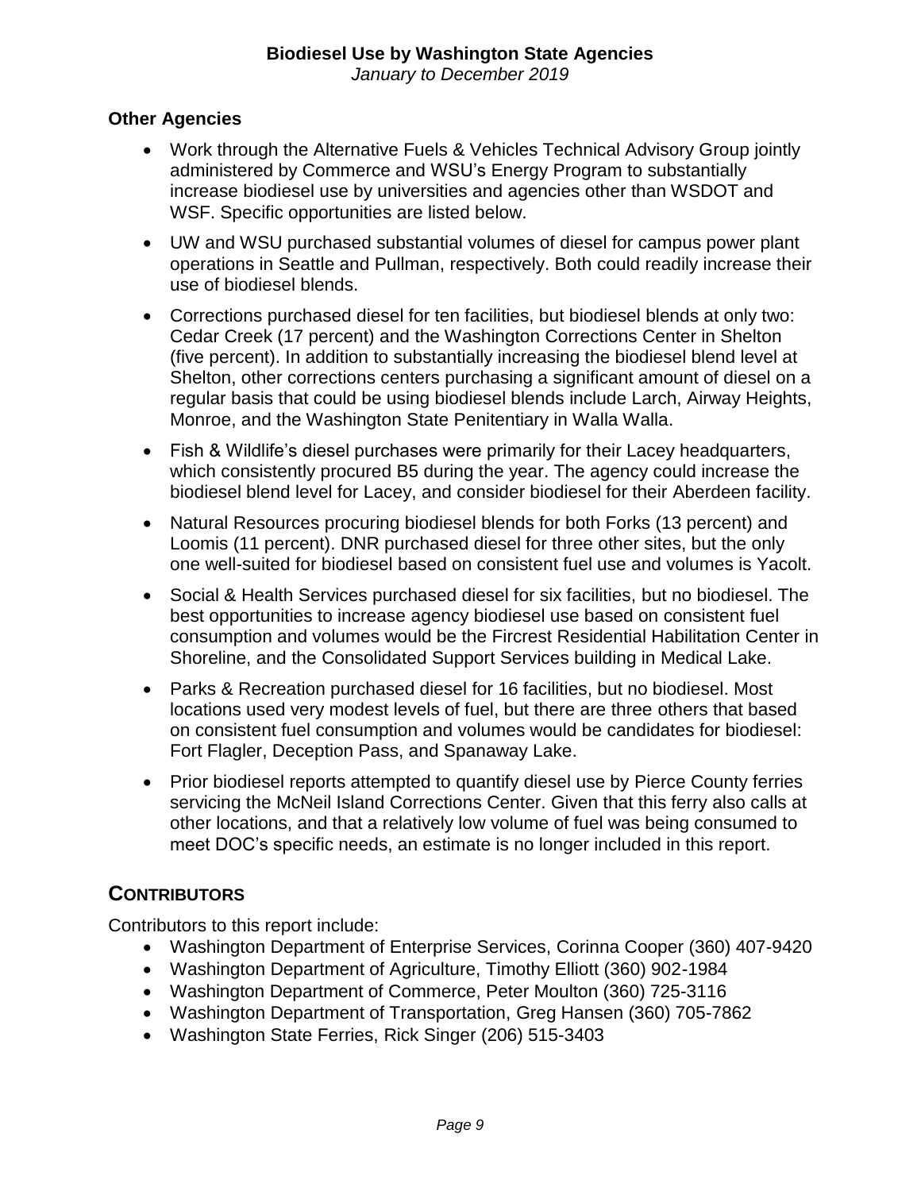### Other Agencies

- Work through the Alternative Fuels & Vehicles Technical Advisory Group jointly administered by Commerce and WSU's Energy Program to substantially increase biodiesel use by universities and agencies other than WSDOT and WSF. Specific opportunities are listed below.
- UW and WSU purchased substantial volumes of diesel for campus power plant operations in Seattle and Pullman, respectively. Both could readily increase their use of biodiesel blends.
- Corrections purchased diesel for ten facilities, but biodiesel blends at only two: Cedar Creek (17 percent) and the Washington Corrections Center in Shelton (five percent). In addition to substantially increasing the biodiesel blend level at Shelton, other corrections centers purchasing a significant amount of diesel on a regular basis that could be using biodiesel blends include Larch, Airway Heights, Monroe, and the Washington State Penitentiary in Walla Walla.
- Fish & Wildlife's diesel purchases were primarily for their Lacey headquarters, which consistently procured B5 during the year. The agency could increase the biodiesel blend level for Lacey, and consider biodiesel for their Aberdeen facility.
- Natural Resources procuring biodiesel blends for both Forks (13 percent) and Loomis (11 percent). DNR purchased diesel for three other sites, but the only one well-suited for biodiesel based on consistent fuel use and volumes is Yacolt.
- Social & Health Services purchased diesel for six facilities, but no biodiesel. The best opportunities to increase agency biodiesel use based on consistent fuel consumption and volumes would be the Fircrest Residential Habilitation Center in Shoreline, and the Consolidated Support Services building in Medical Lake.
- Parks & Recreation purchased diesel for 16 facilities, but no biodiesel. Most locations used very modest levels of fuel, but there are three others that based on consistent fuel consumption and volumes would be candidates for biodiesel: Fort Flagler, Deception Pass, and Spanaway Lake.
- Prior biodiesel reports attempted to quantify diesel use by Pierce County ferries servicing the McNeil Island Corrections Center. Given that this ferry also calls at other locations, and that a relatively low volume of fuel was being consumed to meet DOC's specific needs, an estimate is no longer included in this report.

## CONTRIBUTORS

Contributors to this report include:

- Washington Department of Enterprise Services, Corinna Cooper (360) 407-9420
- Washington Department of Agriculture, Timothy Elliott (360) 902-1984
- Washington Department of Commerce, Peter Moulton (360) 725-3116
- Washington Department of Transportation, Greg Hansen (360) 705-7862
- Washington State Ferries, Rick Singer (206) 515-3403